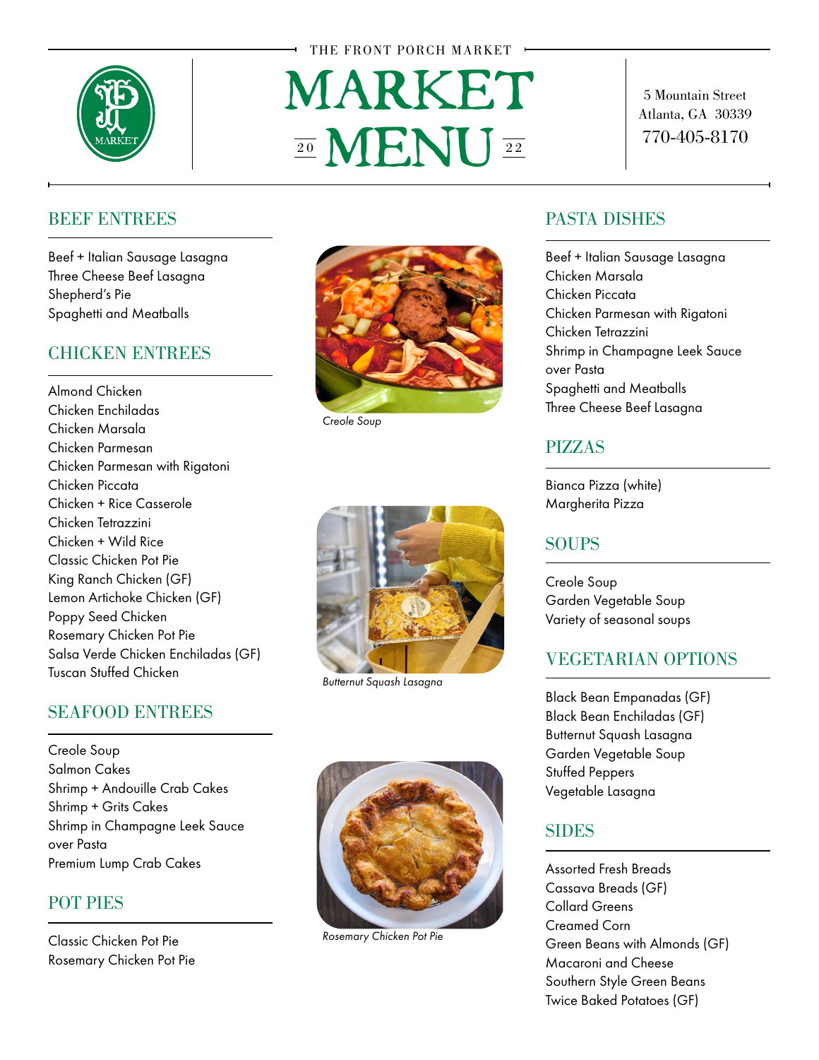THE FRONT PORCH MARKET

# MARKET MENU 2022

5 Mountain Street
Atlanta, GA 30339
770-405-8170

## BEEF ENTREES

Beef + Italian Sausage Lasagna
Three Cheese Beef Lasagna
Shepherd's Pie
Spaghetti and Meatballs

## CHICKEN ENTREES

Almond Chicken
Chicken Enchiladas
Chicken Marsala
Chicken Parmesan
Chicken Parmesan with Rigatoni
Chicken Piccata
Chicken + Rice Casserole
Chicken Tetrazzini
Chicken + Wild Rice
Classic Chicken Pot Pie
King Ranch Chicken (GF)
Lemon Artichoke Chicken (GF)
Poppy Seed Chicken
Rosemary Chicken Pot Pie
Salsa Verde Chicken Enchiladas (GF)
Tuscan Stuffed Chicken

## SEAFOOD ENTREES

Creole Soup
Salmon Cakes
Shrimp + Andouille Crab Cakes
Shrimp + Grits Cakes
Shrimp in Champagne Leek Sauce over Pasta
Premium Lump Crab Cakes

## POT PIES

Classic Chicken Pot Pie
Rosemary Chicken Pot Pie

*Creole Soup*

*Butternut Squash Lasagna*

*Rosemary Chicken Pot Pie*

## PASTA DISHES

Beef + Italian Sausage Lasagna
Chicken Marsala
Chicken Piccata
Chicken Parmesan with Rigatoni
Chicken Tetrazzini
Shrimp in Champagne Leek Sauce over Pasta
Spaghetti and Meatballs
Three Cheese Beef Lasagna

## PIZZAS

Bianca Pizza (white)
Margherita Pizza

## SOUPS

Creole Soup
Garden Vegetable Soup
Variety of seasonal soups

## VEGETARIAN OPTIONS

Black Bean Empanadas (GF)
Black Bean Enchiladas (GF)
Butternut Squash Lasagna
Garden Vegetable Soup
Stuffed Peppers
Vegetable Lasagna

## SIDES

Assorted Fresh Breads
Cassava Breads (GF)
Collard Greens
Creamed Corn
Green Beans with Almonds (GF)
Macaroni and Cheese
Southern Style Green Beans
Twice Baked Potatoes (GF)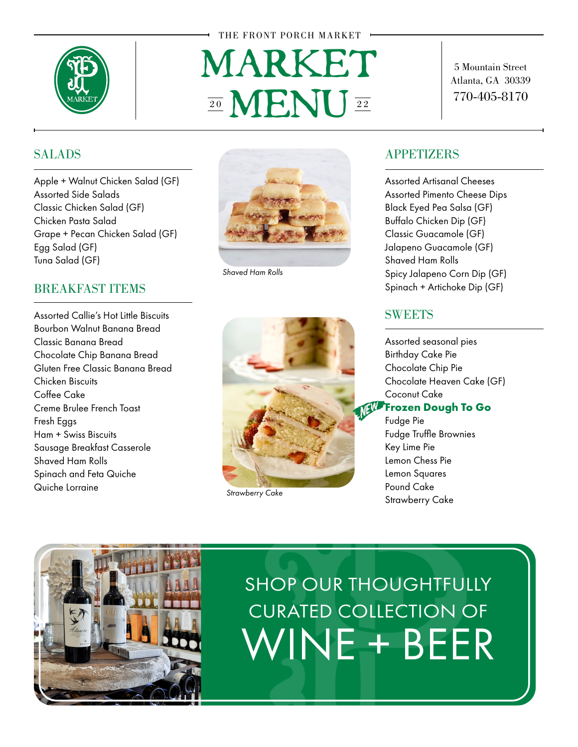THE FRONT PORCH MARKET

# MARKET MENU

2022

5 Mountain Street
Atlanta, GA 30339
770-405-8170

## SALADS

Apple + Walnut Chicken Salad (GF)
Assorted Side Salads
Classic Chicken Salad (GF)
Chicken Pasta Salad
Grape + Pecan Chicken Salad (GF)
Egg Salad (GF)
Tuna Salad (GF)

## BREAKFAST ITEMS

Assorted Callie's Hot Little Biscuits
Bourbon Walnut Banana Bread
Classic Banana Bread
Chocolate Chip Banana Bread
Gluten Free Classic Banana Bread
Chicken Biscuits
Coffee Cake
Creme Brulee French Toast
Fresh Eggs
Ham + Swiss Biscuits
Sausage Breakfast Casserole
Shaved Ham Rolls
Spinach and Feta Quiche
Quiche Lorraine

*Shaved Ham Rolls*

*Strawberry Cake*

## APPETIZERS

Assorted Artisanal Cheeses
Assorted Pimento Cheese Dips
Black Eyed Pea Salsa (GF)
Buffalo Chicken Dip (GF)
Classic Guacamole (GF)
Jalapeno Guacamole (GF)
Shaved Ham Rolls
Spicy Jalapeno Corn Dip (GF)
Spinach + Artichoke Dip (GF)

## SWEETS

Assorted seasonal pies
Birthday Cake Pie
Chocolate Chip Pie
Chocolate Heaven Cake (GF)
Coconut Cake
NEW **Frozen Dough To Go**
Fudge Pie
Fudge Truffle Brownies
Key Lime Pie
Lemon Chess Pie
Lemon Squares
Pound Cake
Strawberry Cake

SHOP OUR THOUGHTFULLY CURATED COLLECTION OF WINE + BEER